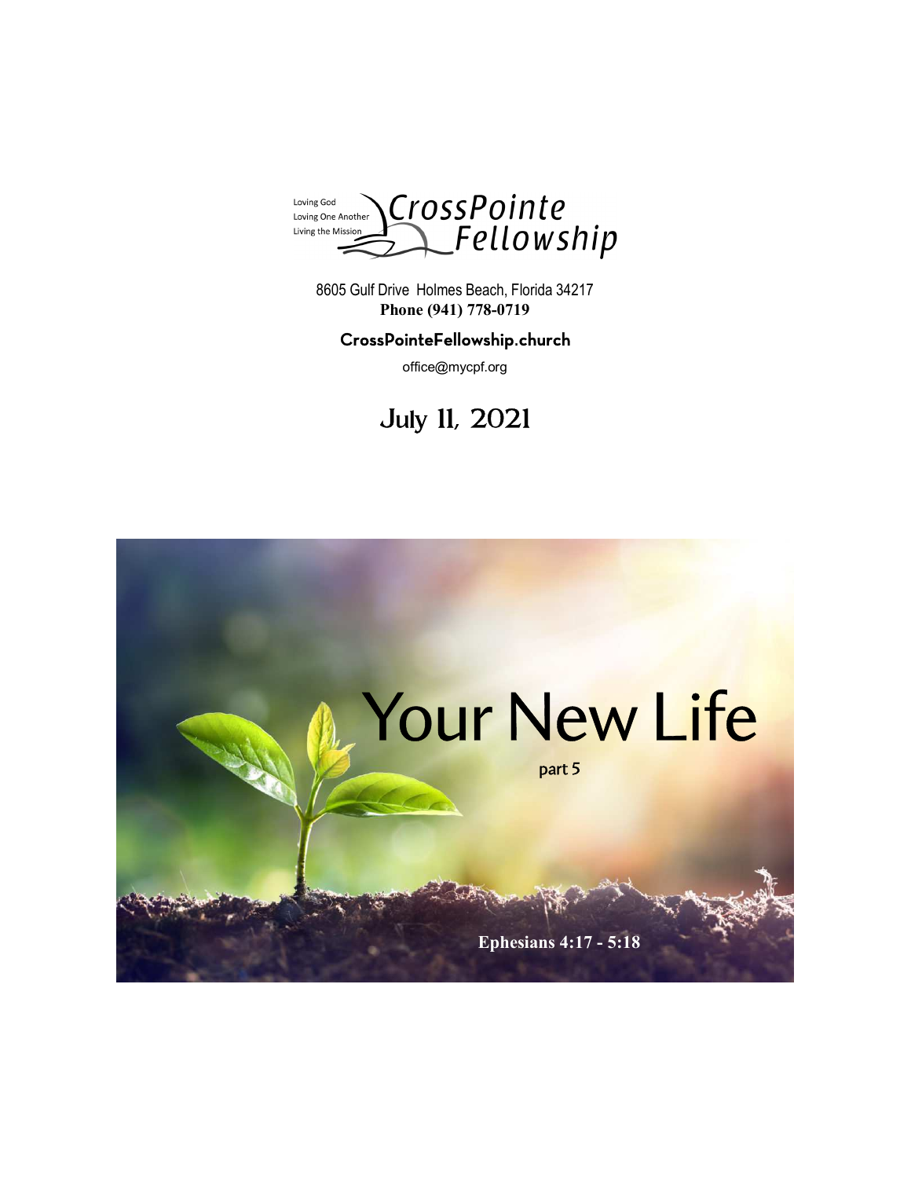Loving God
Loving One Another
Living the Mission

# CrossPointe Fellowship

8605 Gulf Drive Holmes Beach, Florida 34217
**Phone (941) 778-0719**

**CrossPointeFellowship.church**

office@mycpf.org

## July 11, 2021

# Your New Life

part 5

**Ephesians 4:17 - 5:18**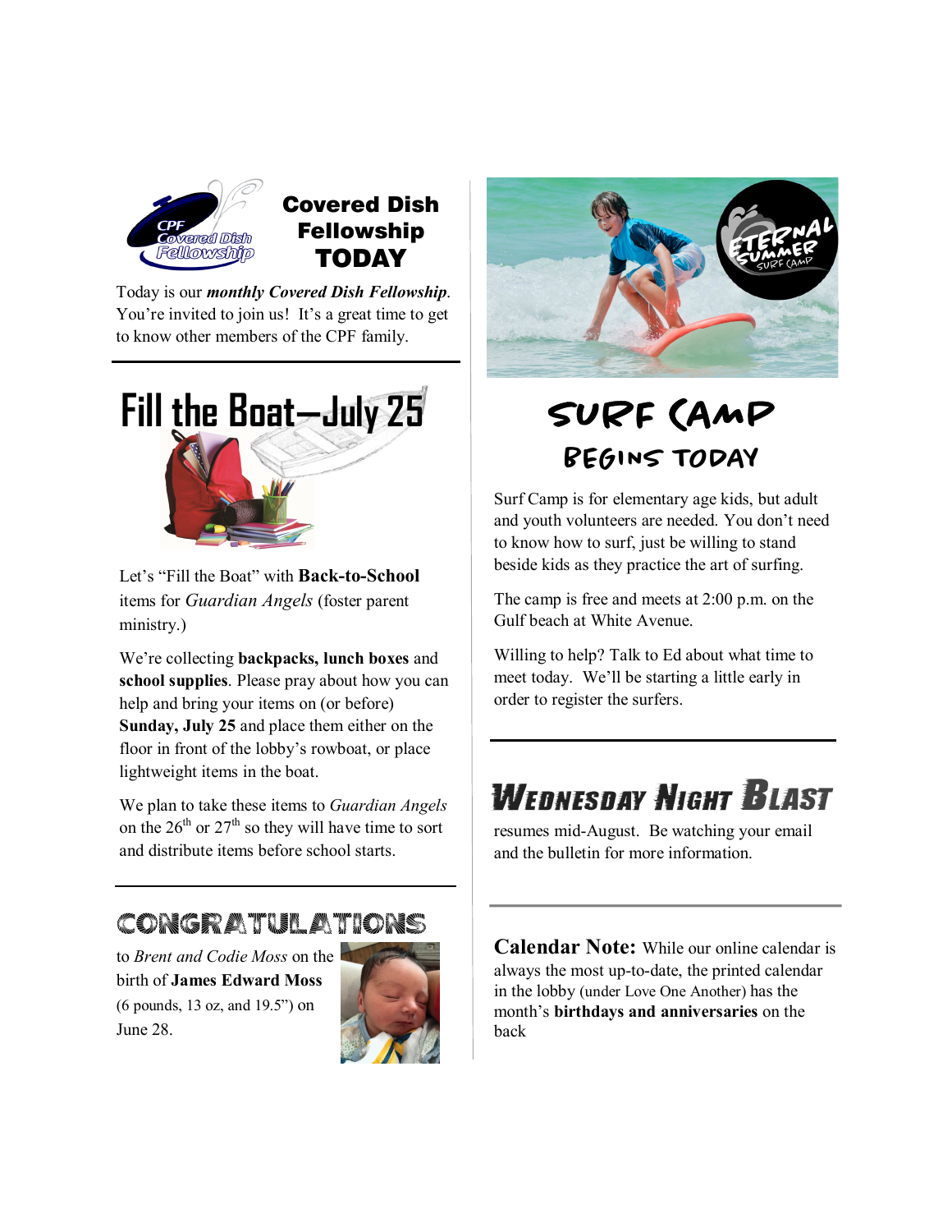## Covered Dish Fellowship TODAY

Today is our ***monthly Covered Dish Fellowship***. You're invited to join us! It's a great time to get to know other members of the CPF family.

## Fill the Boat—July 25

Let's "Fill the Boat" with **Back-to-School** items for *Guardian Angels* (foster parent ministry.)

We're collecting **backpacks, lunch boxes** and **school supplies**. Please pray about how you can help and bring your items on (or before) **Sunday, July 25** and place them either on the floor in front of the lobby's rowboat, or place lightweight items in the boat.

We plan to take these items to *Guardian Angels* on the 26th or 27th so they will have time to sort and distribute items before school starts.

## CONGRATULATIONS

to *Brent and Codie Moss* on the birth of **James Edward Moss** (6 pounds, 13 oz, and 19.5") on June 28.

## SURF CAMP

### BEGINS TODAY

Surf Camp is for elementary age kids, but adult and youth volunteers are needed. You don't need to know how to surf, just be willing to stand beside kids as they practice the art of surfing.

The camp is free and meets at 2:00 p.m. on the Gulf beach at White Avenue.

Willing to help? Talk to Ed about what time to meet today. We'll be starting a little early in order to register the surfers.

## Wednesday Night Blast

resumes mid-August. Be watching your email and the bulletin for more information.

**Calendar Note:** While our online calendar is always the most up-to-date, the printed calendar in the lobby (under Love One Another) has the month's **birthdays and anniversaries** on the back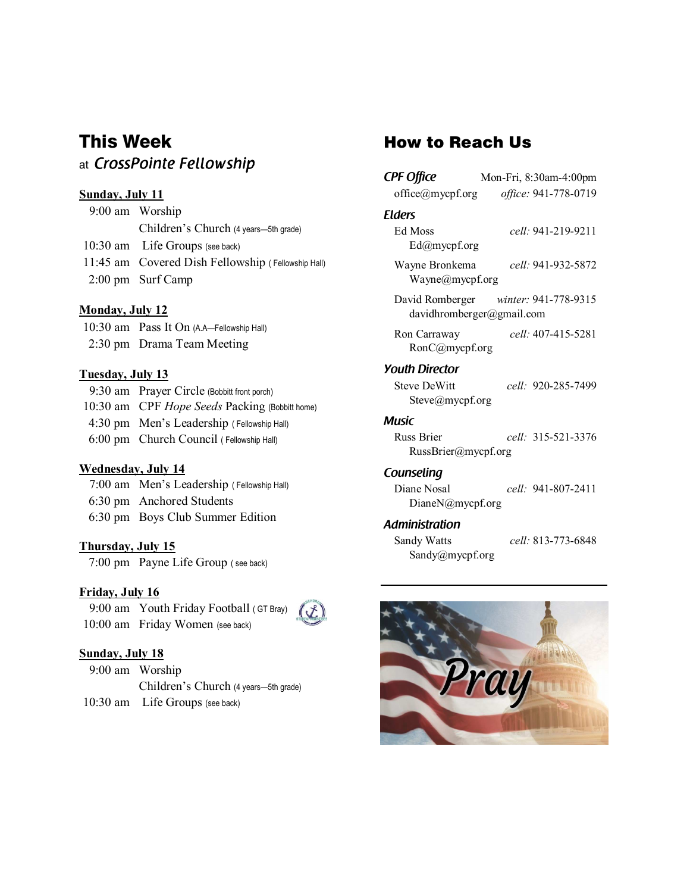## This Week

at *CrossPointe Fellowship*

**Sunday, July 11**

9:00 am Worship

Children's Church (4 years—5th grade)

10:30 am Life Groups (see back)

11:45 am Covered Dish Fellowship ( Fellowship Hall)

2:00 pm Surf Camp

**Monday, July 12**

10:30 am Pass It On (A.A—Fellowship Hall)

2:30 pm Drama Team Meeting

**Tuesday, July 13**

9:30 am Prayer Circle (Bobbitt front porch)

10:30 am CPF *Hope Seeds* Packing (Bobbitt home)

4:30 pm Men's Leadership ( Fellowship Hall)

6:00 pm Church Council ( Fellowship Hall)

**Wednesday, July 14**

7:00 am Men's Leadership ( Fellowship Hall)

6:30 pm Anchored Students

6:30 pm Boys Club Summer Edition

**Thursday, July 15**

7:00 pm Payne Life Group ( see back)

**Friday, July 16**

9:00 am Youth Friday Football ( GT Bray)

10:00 am Friday Women (see back)

**Sunday, July 18**

9:00 am Worship

Children's Church (4 years—5th grade)

10:30 am Life Groups (see back)

## How to Reach Us

***CPF Office*** Mon-Fri, 8:30am-4:00pm

office@mycpf.org *office:* 941-778-0719

***Elders***

Ed Moss *cell:* 941-219-9211

Ed@mycpf.org

Wayne Bronkema *cell:* 941-932-5872

Wayne@mycpf.org

David Romberger *winter:* 941-778-9315

davidhromberger@gmail.com

Ron Carraway *cell:* 407-415-5281

RonC@mycpf.org

***Youth Director***

Steve DeWitt *cell:* 920-285-7499

Steve@mycpf.org

***Music***

Russ Brier *cell:* 315-521-3376

RussBrier@mycpf.org

***Counseling***

Diane Nosal *cell:* 941-807-2411

DianeN@mycpf.org

***Administration***

Sandy Watts *cell:* 813-773-6848

Sandy@mycpf.org

Pray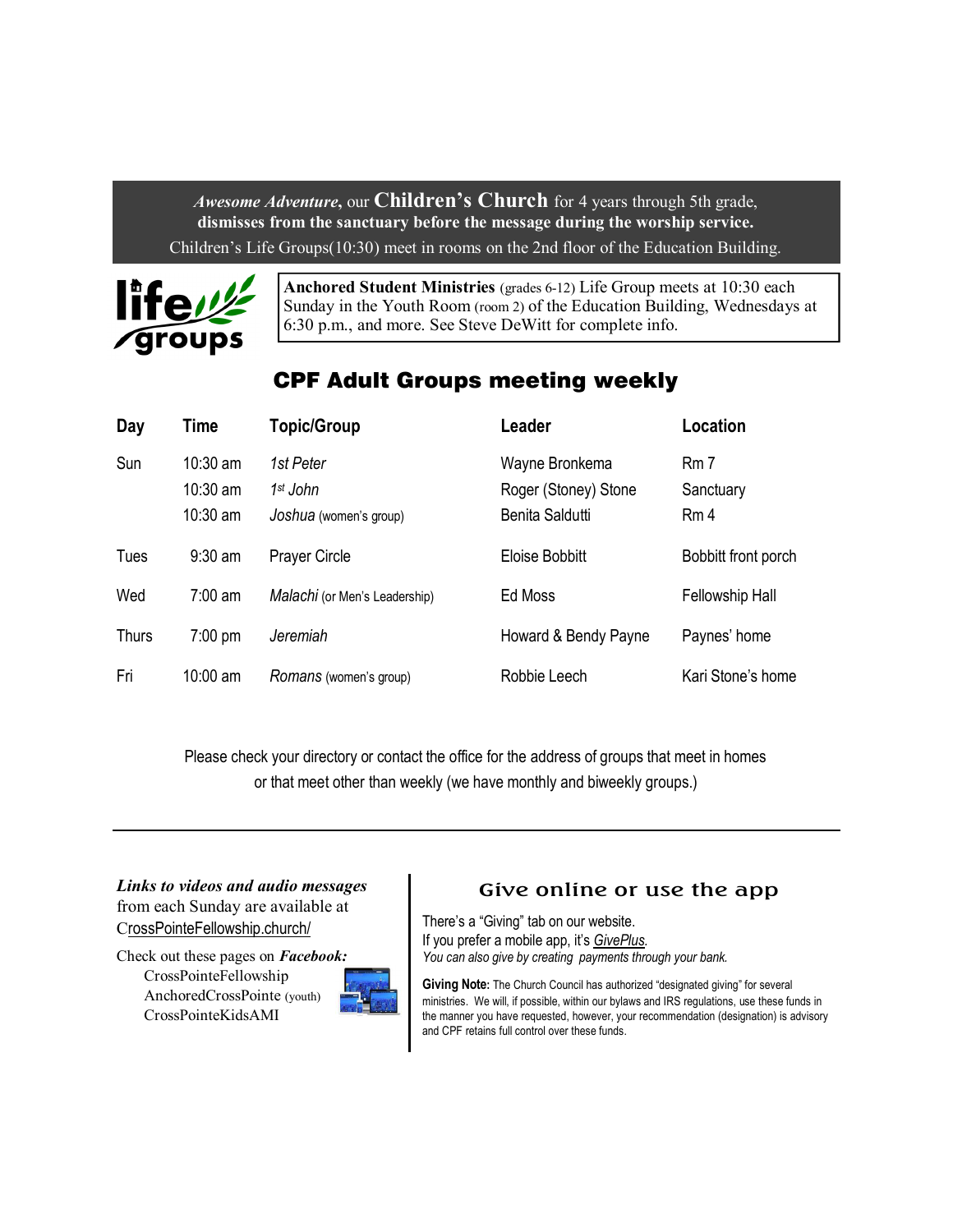*Awesome Adventure*, our **Children's Church** for 4 years through 5th grade, **dismisses from the sanctuary before the message during the worship service.**
Children's Life Groups(10:30) meet in rooms on the 2nd floor of the Education Building.

**Anchored Student Ministries** (grades 6-12) Life Group meets at 10:30 each Sunday in the Youth Room (room 2) of the Education Building, Wednesdays at 6:30 p.m., and more. See Steve DeWitt for complete info.

## CPF Adult Groups meeting weekly

| Day | Time | Topic/Group | Leader | Location |
|---|---|---|---|---|
| Sun | 10:30 am | *1st Peter* | Wayne Bronkema | Rm 7 |
| | 10:30 am | *1st John* | Roger (Stoney) Stone | Sanctuary |
| | 10:30 am | *Joshua* (women's group) | Benita Saldutti | Rm 4 |
| Tues | 9:30 am | Prayer Circle | Eloise Bobbitt | Bobbitt front porch |
| Wed | 7:00 am | *Malachi* (or Men's Leadership) | Ed Moss | Fellowship Hall |
| Thurs | 7:00 pm | *Jeremiah* | Howard & Bendy Payne | Paynes' home |
| Fri | 10:00 am | *Romans* (women's group) | Robbie Leech | Kari Stone's home |

Please check your directory or contact the office for the address of groups that meet in homes or that meet other than weekly (we have monthly and biweekly groups.)

---

***Links to videos and audio messages*** from each Sunday are available at CrossPointeFellowship.church/

Check out these pages on ***Facebook:***
- CrossPointeFellowship
- AnchoredCrossPointe (youth)
- CrossPointeKidsAMI

## Give online or use the app

There's a "Giving" tab on our website.
If you prefer a mobile app, it's *GivePlus*.
*You can also give by creating payments through your bank.*

**Giving Note:** The Church Council has authorized "designated giving" for several ministries. We will, if possible, within our bylaws and IRS regulations, use these funds in the manner you have requested, however, your recommendation (designation) is advisory and CPF retains full control over these funds.